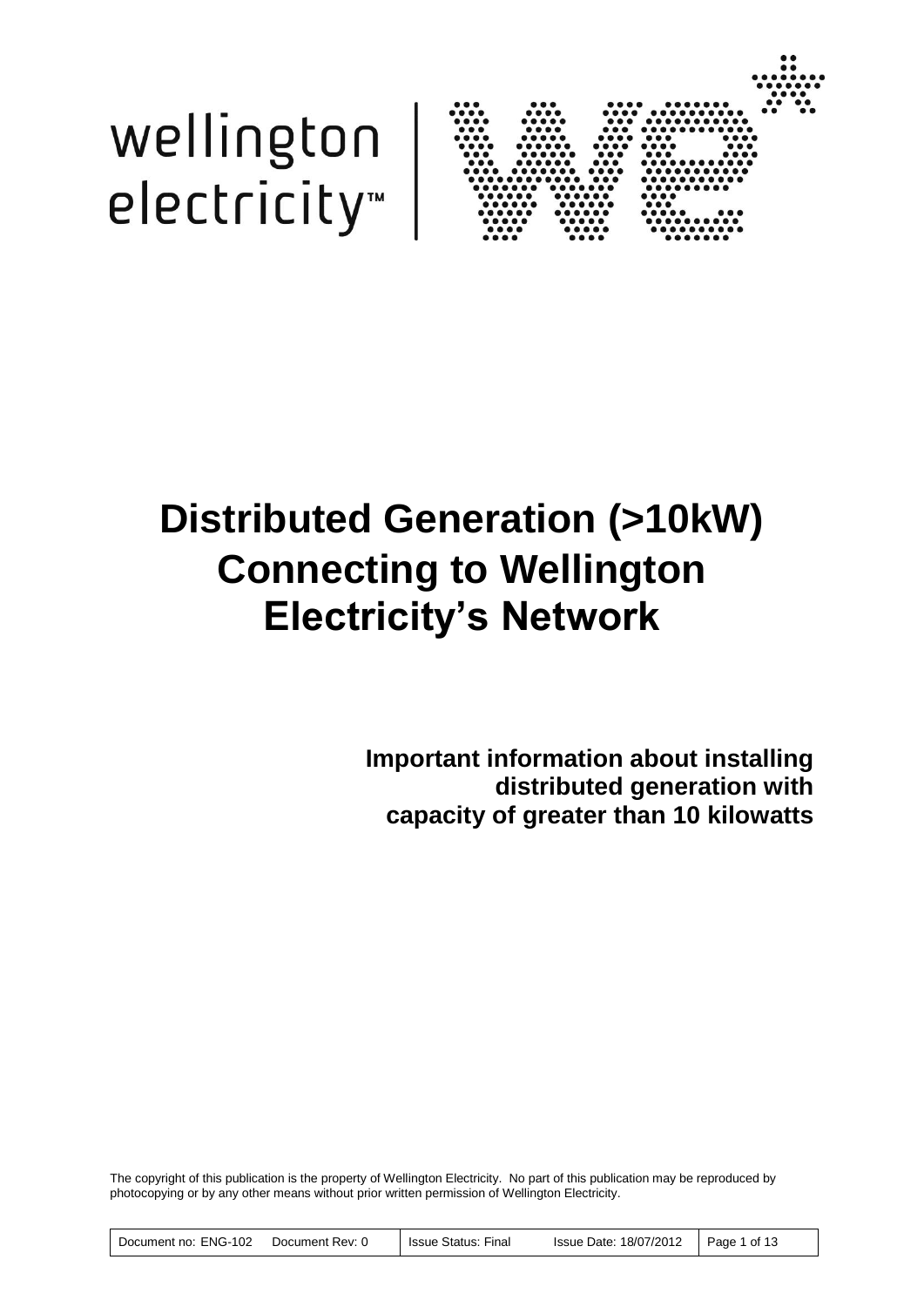wellington electricity™

# Distributed Generation (>10kW) Connecting to Wellington Electricity's Network

**Important information about installing distributed generation with capacity of greater than 10 kilowatts**

The copyright of this publication is the property of Wellington Electricity. No part of this publication may be reproduced by photocopying or by any other means without prior written permission of Wellington Electricity.

| Document no: ENG-102 | Document Rev: 0 | Issue Status: Final | Issue Date: 18/07/2012 |
|---|---|---|---|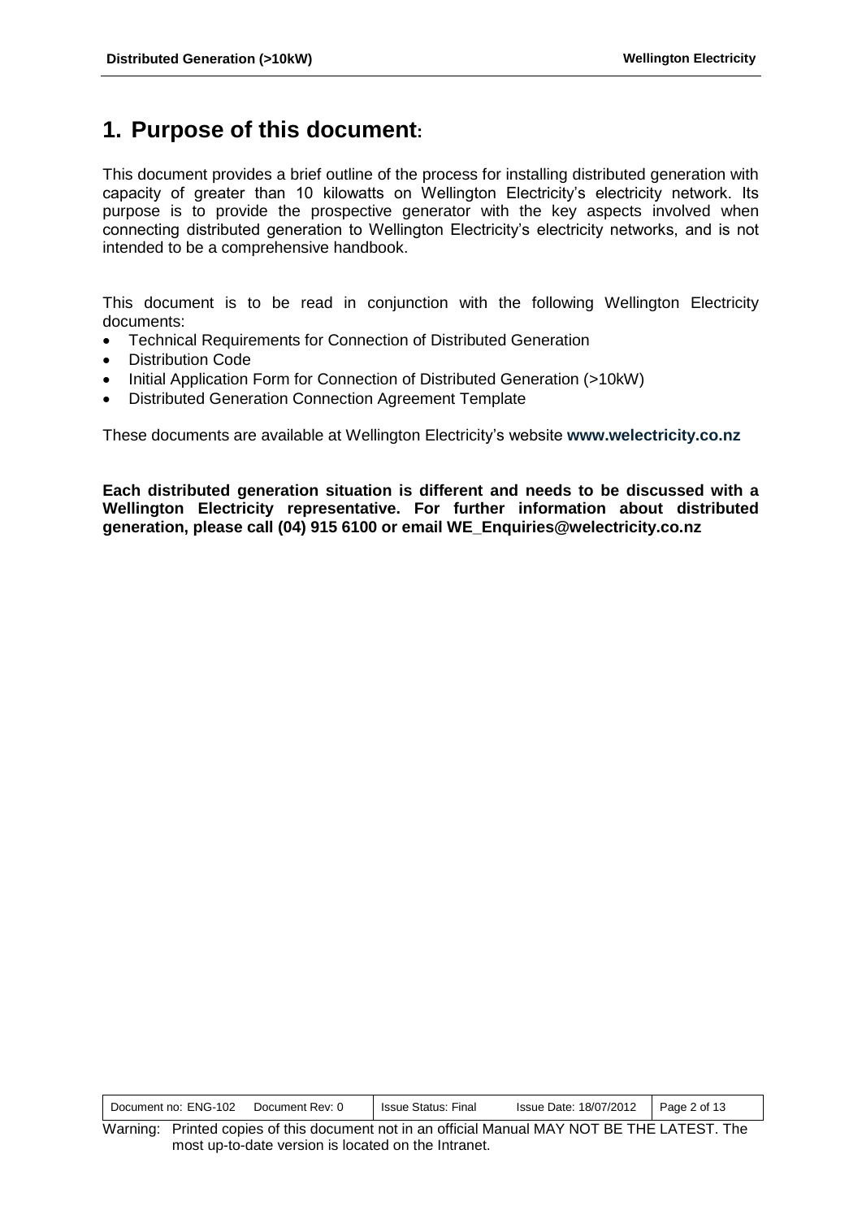# 1. Purpose of this document:

This document provides a brief outline of the process for installing distributed generation with capacity of greater than 10 kilowatts on Wellington Electricity's electricity network. Its purpose is to provide the prospective generator with the key aspects involved when connecting distributed generation to Wellington Electricity's electricity networks, and is not intended to be a comprehensive handbook.

This document is to be read in conjunction with the following Wellington Electricity documents:

- Technical Requirements for Connection of Distributed Generation
- Distribution Code
- Initial Application Form for Connection of Distributed Generation (>10kW)
- Distributed Generation Connection Agreement Template

These documents are available at Wellington Electricity's website **www.welectricity.co.nz**

**Each distributed generation situation is different and needs to be discussed with a Wellington Electricity representative. For further information about distributed generation, please call (04) 915 6100 or email WE_Enquiries@welectricity.co.nz**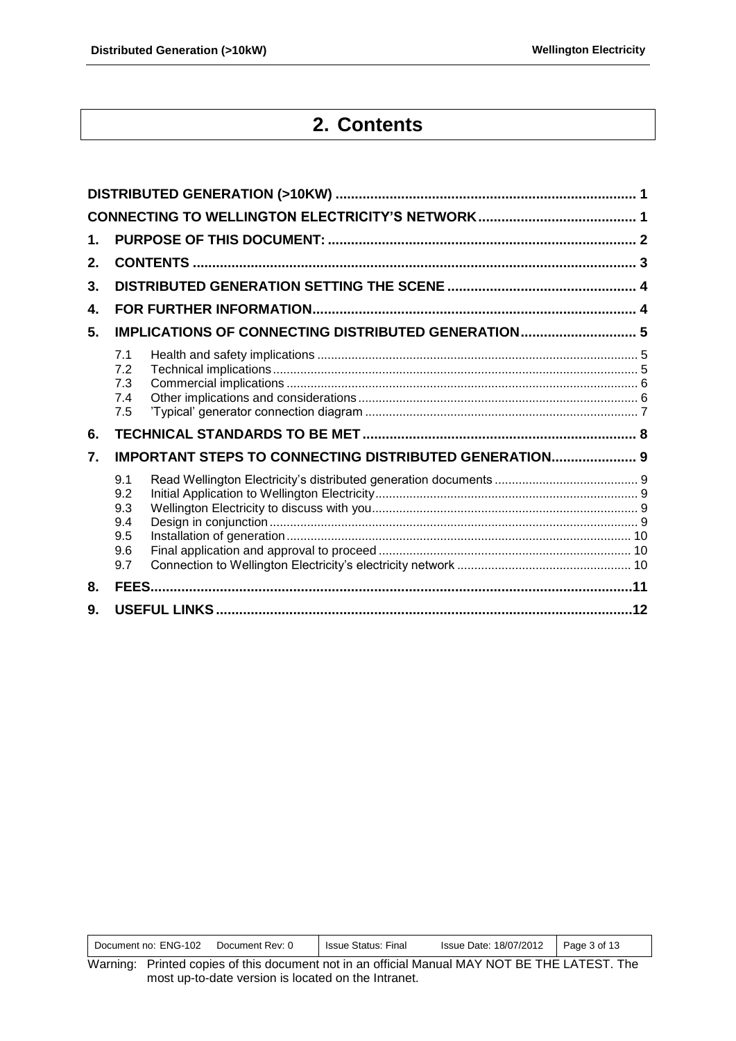# 2. Contents

- **DISTRIBUTED GENERATION (>10KW)** ........ 1
- **CONNECTING TO WELLINGTON ELECTRICITY'S NETWORK** ........ 1
- **1. PURPOSE OF THIS DOCUMENT:** ........ 2
- **2. CONTENTS** ........ 3
- **3. DISTRIBUTED GENERATION SETTING THE SCENE** ........ 4
- **4. FOR FURTHER INFORMATION** ........ 4
- **5. IMPLICATIONS OF CONNECTING DISTRIBUTED GENERATION** ........ 5
  - 7.1 Health and safety implications ........ 5
  - 7.2 Technical implications ........ 5
  - 7.3 Commercial implications ........ 6
  - 7.4 Other implications and considerations ........ 6
  - 7.5 'Typical' generator connection diagram ........ 7
- **6. TECHNICAL STANDARDS TO BE MET** ........ 8
- **7. IMPORTANT STEPS TO CONNECTING DISTRIBUTED GENERATION** ........ 9
  - 9.1 Read Wellington Electricity's distributed generation documents ........ 9
  - 9.2 Initial Application to Wellington Electricity ........ 9
  - 9.3 Wellington Electricity to discuss with you ........ 9
  - 9.4 Design in conjunction ........ 9
  - 9.5 Installation of generation ........ 10
  - 9.6 Final application and approval to proceed ........ 10
  - 9.7 Connection to Wellington Electricity's electricity network ........ 10
- **8. FEES** ........ 11
- **9. USEFUL LINKS** ........ 12

| Document no: ENG-102 Document Rev: 0 | Issue Status: Final | Issue Date: 18/07/2012 | Page 3 of 13 |
| --- | --- | --- | --- |

Warning: Printed copies of this document not in an official Manual MAY NOT BE THE LATEST. The most up-to-date version is located on the Intranet.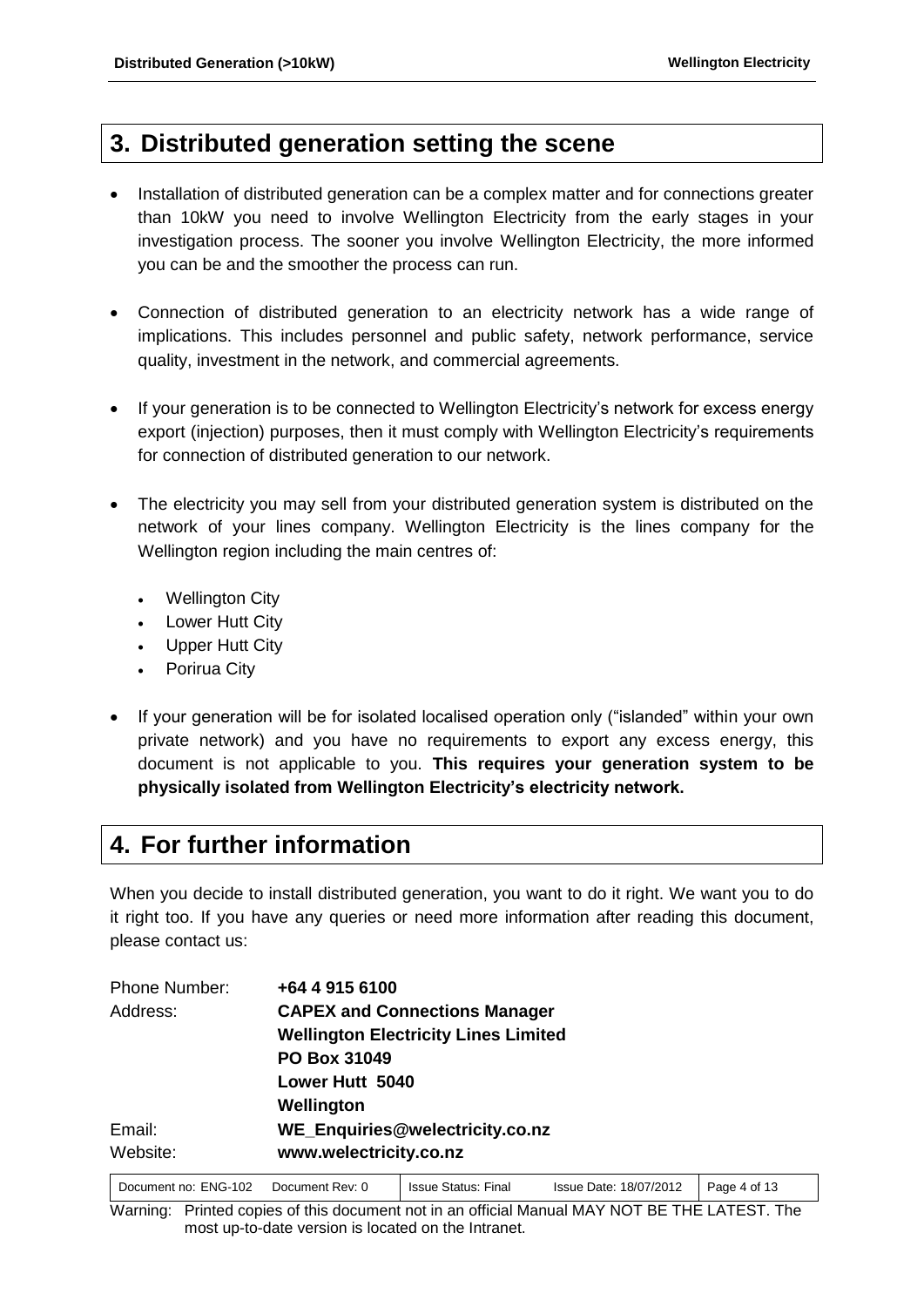## 3. Distributed generation setting the scene

- Installation of distributed generation can be a complex matter and for connections greater than 10kW you need to involve Wellington Electricity from the early stages in your investigation process. The sooner you involve Wellington Electricity, the more informed you can be and the smoother the process can run.
- Connection of distributed generation to an electricity network has a wide range of implications. This includes personnel and public safety, network performance, service quality, investment in the network, and commercial agreements.
- If your generation is to be connected to Wellington Electricity's network for excess energy export (injection) purposes, then it must comply with Wellington Electricity's requirements for connection of distributed generation to our network.
- The electricity you may sell from your distributed generation system is distributed on the network of your lines company. Wellington Electricity is the lines company for the Wellington region including the main centres of:
  - Wellington City
  - Lower Hutt City
  - Upper Hutt City
  - Porirua City
- If your generation will be for isolated localised operation only ("islanded" within your own private network) and you have no requirements to export any excess energy, this document is not applicable to you. **This requires your generation system to be physically isolated from Wellington Electricity's electricity network.**

## 4. For further information

When you decide to install distributed generation, you want to do it right. We want you to do it right too. If you have any queries or need more information after reading this document, please contact us:

Phone Number: **+64 4 915 6100**

Address: **CAPEX and Connections Manager**
**Wellington Electricity Lines Limited**
**PO Box 31049**
**Lower Hutt 5040**
**Wellington**

Email: **WE_Enquiries@welectricity.co.nz**

Website: **www.welectricity.co.nz**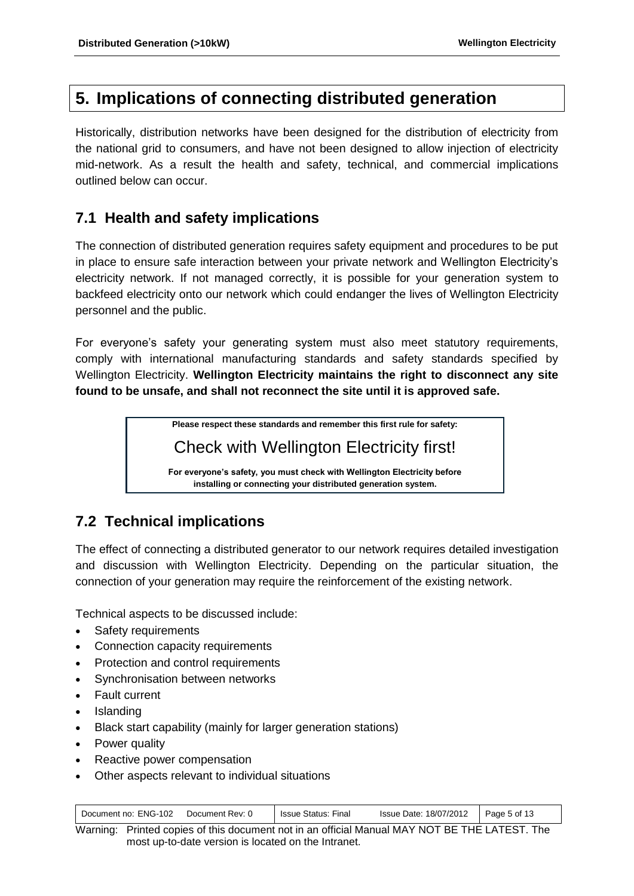# 5. Implications of connecting distributed generation

Historically, distribution networks have been designed for the distribution of electricity from the national grid to consumers, and have not been designed to allow injection of electricity mid-network. As a result the health and safety, technical, and commercial implications outlined below can occur.

## 7.1 Health and safety implications

The connection of distributed generation requires safety equipment and procedures to be put in place to ensure safe interaction between your private network and Wellington Electricity's electricity network. If not managed correctly, it is possible for your generation system to backfeed electricity onto our network which could endanger the lives of Wellington Electricity personnel and the public.

For everyone's safety your generating system must also meet statutory requirements, comply with international manufacturing standards and safety standards specified by Wellington Electricity. **Wellington Electricity maintains the right to disconnect any site found to be unsafe, and shall not reconnect the site until it is approved safe.**

> **Please respect these standards and remember this first rule for safety:**
>
> Check with Wellington Electricity first!
>
> **For everyone's safety, you must check with Wellington Electricity before installing or connecting your distributed generation system.**

## 7.2 Technical implications

The effect of connecting a distributed generator to our network requires detailed investigation and discussion with Wellington Electricity. Depending on the particular situation, the connection of your generation may require the reinforcement of the existing network.

Technical aspects to be discussed include:

- Safety requirements
- Connection capacity requirements
- Protection and control requirements
- Synchronisation between networks
- Fault current
- Islanding
- Black start capability (mainly for larger generation stations)
- Power quality
- Reactive power compensation
- Other aspects relevant to individual situations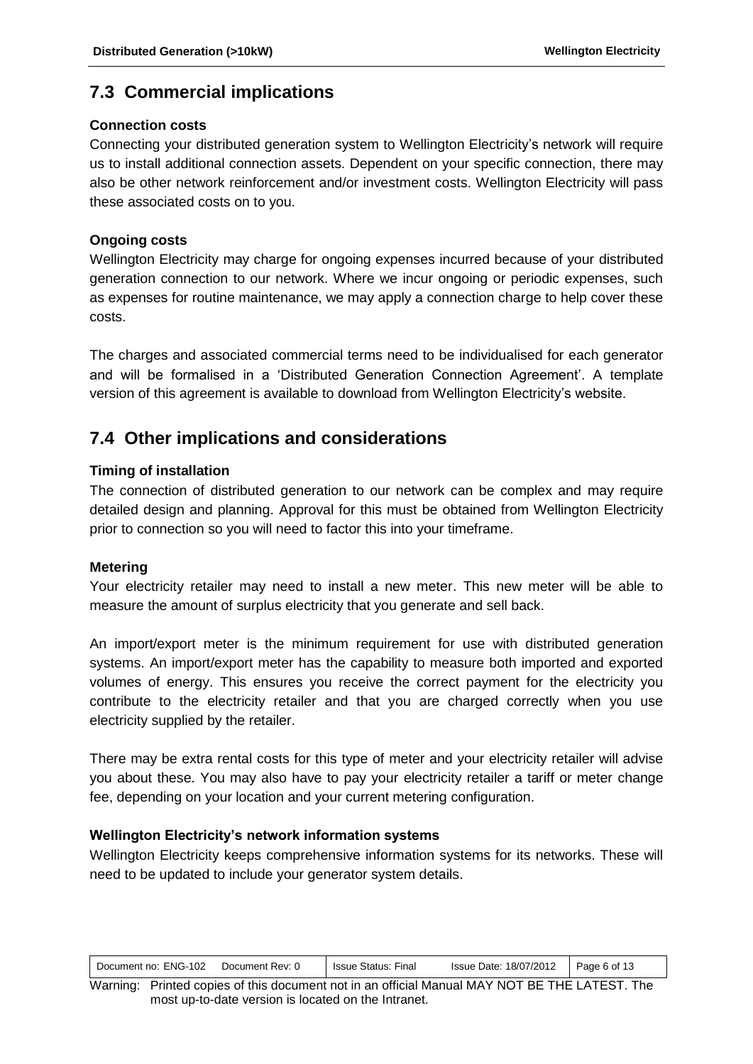## 7.3 Commercial implications

**Connection costs**

Connecting your distributed generation system to Wellington Electricity's network will require us to install additional connection assets. Dependent on your specific connection, there may also be other network reinforcement and/or investment costs. Wellington Electricity will pass these associated costs on to you.

**Ongoing costs**

Wellington Electricity may charge for ongoing expenses incurred because of your distributed generation connection to our network. Where we incur ongoing or periodic expenses, such as expenses for routine maintenance, we may apply a connection charge to help cover these costs.

The charges and associated commercial terms need to be individualised for each generator and will be formalised in a 'Distributed Generation Connection Agreement'. A template version of this agreement is available to download from Wellington Electricity's website.

## 7.4 Other implications and considerations

**Timing of installation**

The connection of distributed generation to our network can be complex and may require detailed design and planning. Approval for this must be obtained from Wellington Electricity prior to connection so you will need to factor this into your timeframe.

**Metering**

Your electricity retailer may need to install a new meter. This new meter will be able to measure the amount of surplus electricity that you generate and sell back.

An import/export meter is the minimum requirement for use with distributed generation systems. An import/export meter has the capability to measure both imported and exported volumes of energy. This ensures you receive the correct payment for the electricity you contribute to the electricity retailer and that you are charged correctly when you use electricity supplied by the retailer.

There may be extra rental costs for this type of meter and your electricity retailer will advise you about these. You may also have to pay your electricity retailer a tariff or meter change fee, depending on your location and your current metering configuration.

**Wellington Electricity's network information systems**

Wellington Electricity keeps comprehensive information systems for its networks. These will need to be updated to include your generator system details.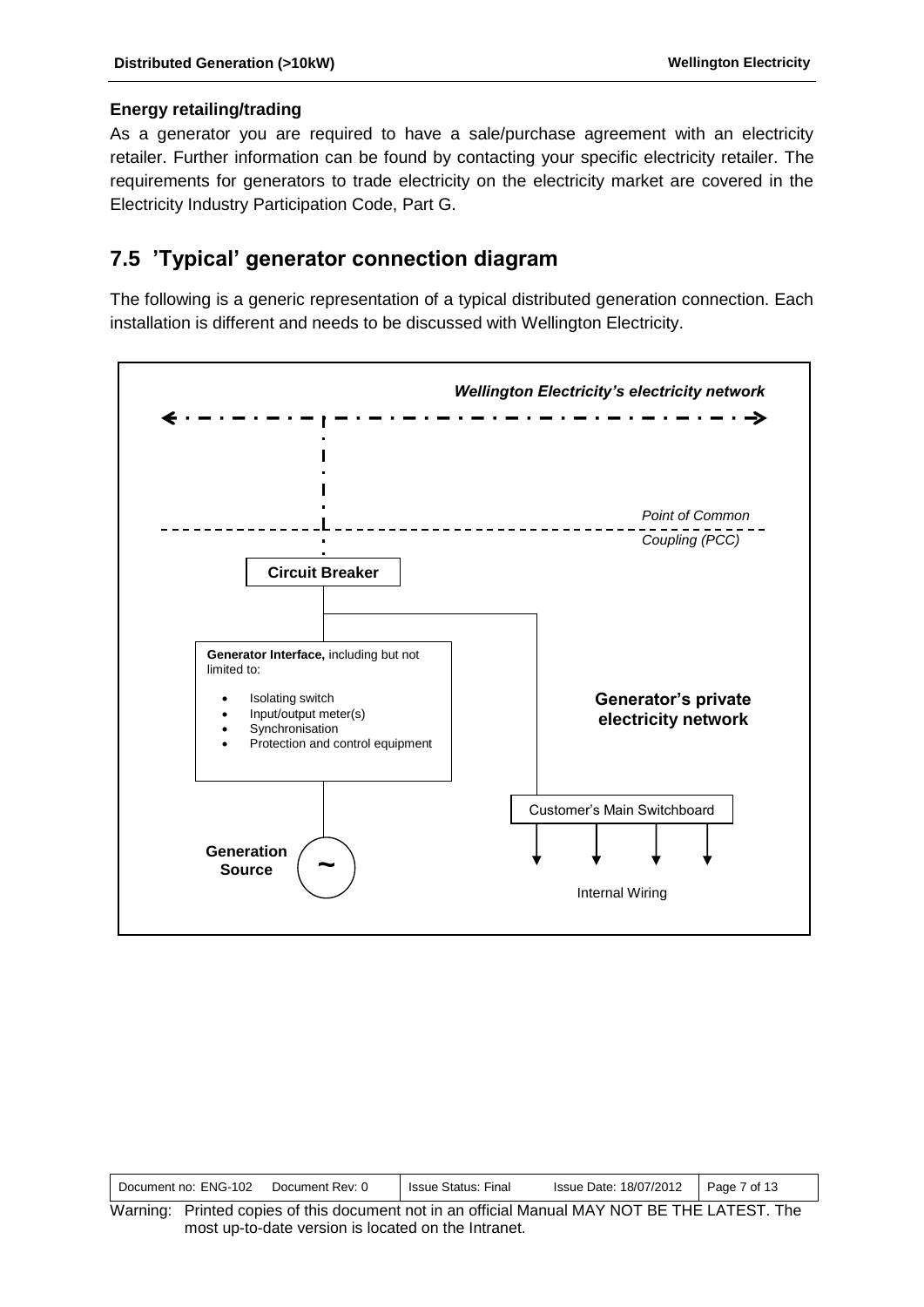#### Energy retailing/trading

As a generator you are required to have a sale/purchase agreement with an electricity retailer. Further information can be found by contacting your specific electricity retailer. The requirements for generators to trade electricity on the electricity market are covered in the Electricity Industry Participation Code, Part G.

## 7.5 'Typical' generator connection diagram

The following is a generic representation of a typical distributed generation connection. Each installation is different and needs to be discussed with Wellington Electricity.

***Wellington Electricity's electricity network***

*Point of Common Coupling (PCC)*

**Circuit Breaker**

**Generator Interface,** including but not limited to:

- Isolating switch
- Input/output meter(s)
- Synchronisation
- Protection and control equipment

**Generator's private electricity network**

Customer's Main Switchboard

**Generation Source**

~

Internal Wiring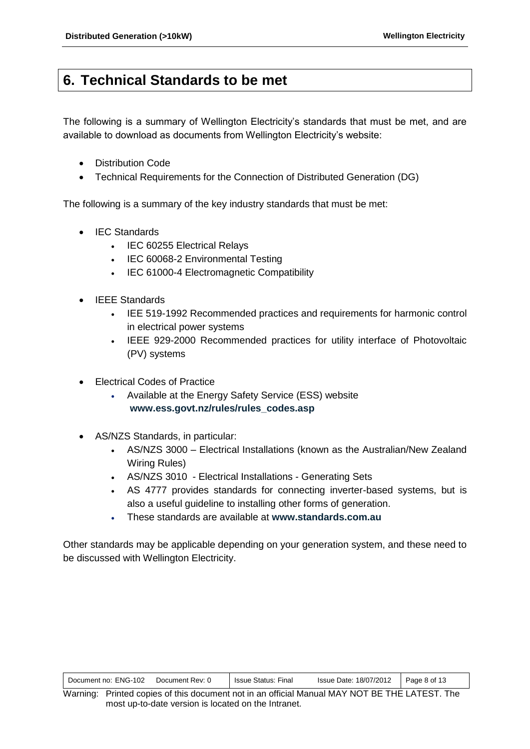# 6. Technical Standards to be met

The following is a summary of Wellington Electricity's standards that must be met, and are available to download as documents from Wellington Electricity's website:

- Distribution Code
- Technical Requirements for the Connection of Distributed Generation (DG)

The following is a summary of the key industry standards that must be met:

- IEC Standards
  - IEC 60255 Electrical Relays
  - IEC 60068-2 Environmental Testing
  - IEC 61000-4 Electromagnetic Compatibility
- IEEE Standards
  - IEE 519-1992 Recommended practices and requirements for harmonic control in electrical power systems
  - IEEE 929-2000 Recommended practices for utility interface of Photovoltaic (PV) systems
- Electrical Codes of Practice
  - Available at the Energy Safety Service (ESS) website **www.ess.govt.nz/rules/rules_codes.asp**
- AS/NZS Standards, in particular:
  - AS/NZS 3000 – Electrical Installations (known as the Australian/New Zealand Wiring Rules)
  - AS/NZS 3010 - Electrical Installations - Generating Sets
  - AS 4777 provides standards for connecting inverter-based systems, but is also a useful guideline to installing other forms of generation.
  - These standards are available at **www.standards.com.au**

Other standards may be applicable depending on your generation system, and these need to be discussed with Wellington Electricity.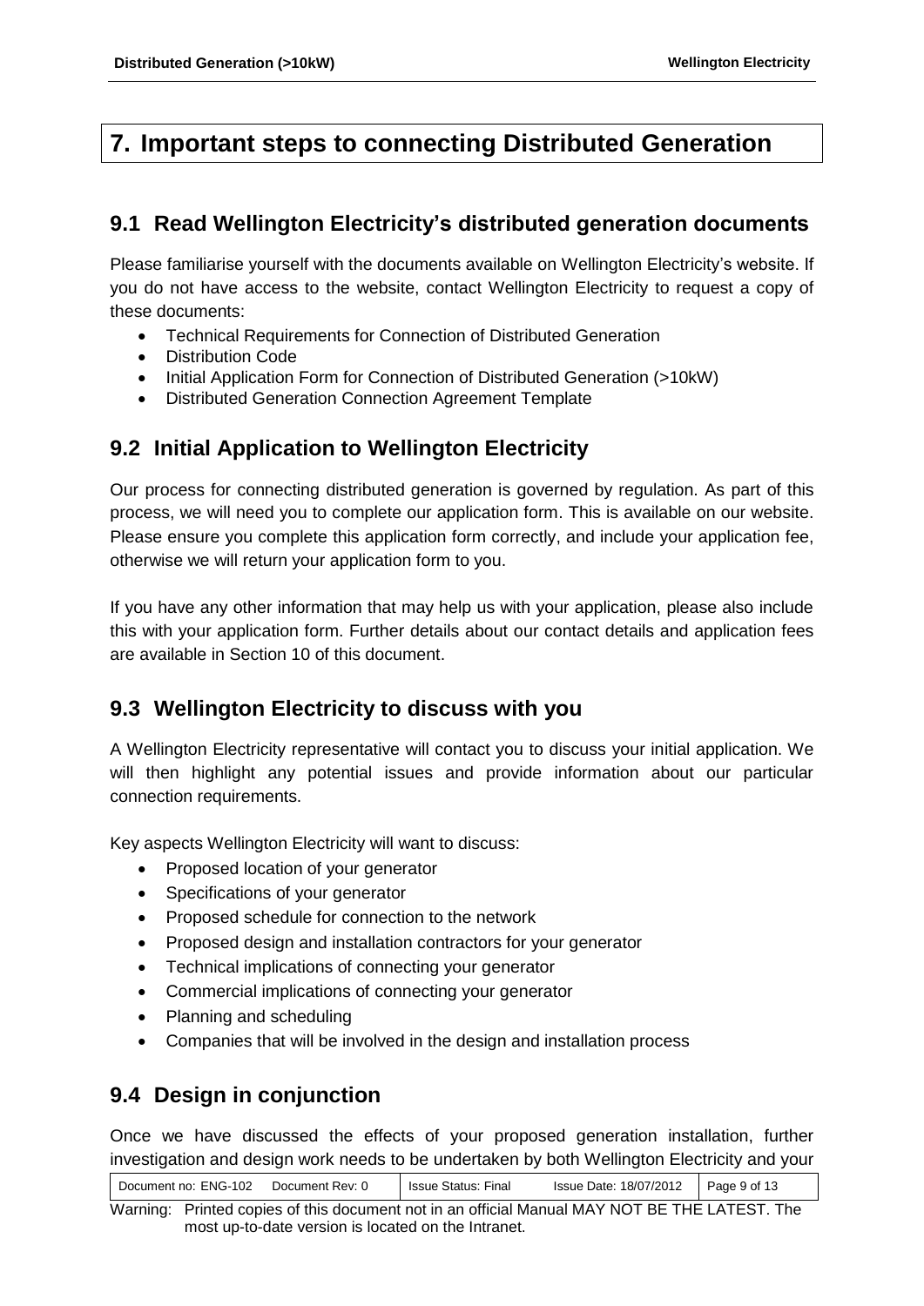# 7. Important steps to connecting Distributed Generation

## 9.1 Read Wellington Electricity's distributed generation documents

Please familiarise yourself with the documents available on Wellington Electricity's website. If you do not have access to the website, contact Wellington Electricity to request a copy of these documents:

- Technical Requirements for Connection of Distributed Generation
- Distribution Code
- Initial Application Form for Connection of Distributed Generation (>10kW)
- Distributed Generation Connection Agreement Template

## 9.2 Initial Application to Wellington Electricity

Our process for connecting distributed generation is governed by regulation. As part of this process, we will need you to complete our application form. This is available on our website. Please ensure you complete this application form correctly, and include your application fee, otherwise we will return your application form to you.

If you have any other information that may help us with your application, please also include this with your application form. Further details about our contact details and application fees are available in Section 10 of this document.

## 9.3 Wellington Electricity to discuss with you

A Wellington Electricity representative will contact you to discuss your initial application. We will then highlight any potential issues and provide information about our particular connection requirements.

Key aspects Wellington Electricity will want to discuss:

- Proposed location of your generator
- Specifications of your generator
- Proposed schedule for connection to the network
- Proposed design and installation contractors for your generator
- Technical implications of connecting your generator
- Commercial implications of connecting your generator
- Planning and scheduling
- Companies that will be involved in the design and installation process

## 9.4 Design in conjunction

Once we have discussed the effects of your proposed generation installation, further investigation and design work needs to be undertaken by both Wellington Electricity and your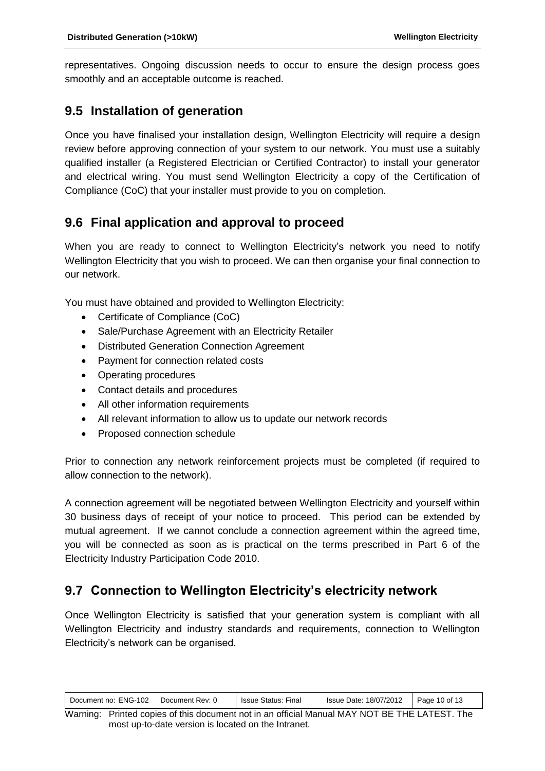representatives. Ongoing discussion needs to occur to ensure the design process goes smoothly and an acceptable outcome is reached.

## 9.5 Installation of generation

Once you have finalised your installation design, Wellington Electricity will require a design review before approving connection of your system to our network. You must use a suitably qualified installer (a Registered Electrician or Certified Contractor) to install your generator and electrical wiring. You must send Wellington Electricity a copy of the Certification of Compliance (CoC) that your installer must provide to you on completion.

## 9.6 Final application and approval to proceed

When you are ready to connect to Wellington Electricity's network you need to notify Wellington Electricity that you wish to proceed. We can then organise your final connection to our network.

You must have obtained and provided to Wellington Electricity:

- Certificate of Compliance (CoC)
- Sale/Purchase Agreement with an Electricity Retailer
- Distributed Generation Connection Agreement
- Payment for connection related costs
- Operating procedures
- Contact details and procedures
- All other information requirements
- All relevant information to allow us to update our network records
- Proposed connection schedule

Prior to connection any network reinforcement projects must be completed (if required to allow connection to the network).

A connection agreement will be negotiated between Wellington Electricity and yourself within 30 business days of receipt of your notice to proceed. This period can be extended by mutual agreement. If we cannot conclude a connection agreement within the agreed time, you will be connected as soon as is practical on the terms prescribed in Part 6 of the Electricity Industry Participation Code 2010.

## 9.7 Connection to Wellington Electricity's electricity network

Once Wellington Electricity is satisfied that your generation system is compliant with all Wellington Electricity and industry standards and requirements, connection to Wellington Electricity's network can be organised.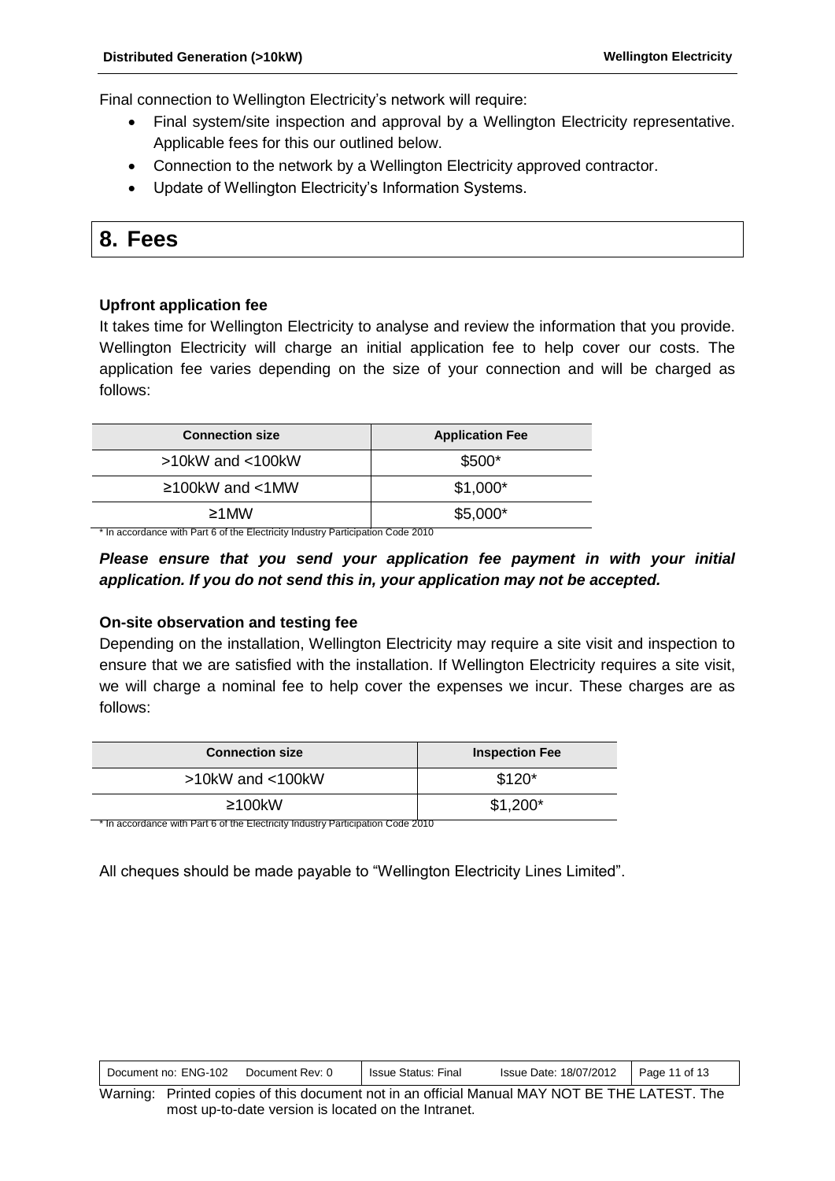Final connection to Wellington Electricity's network will require:

- Final system/site inspection and approval by a Wellington Electricity representative. Applicable fees for this our outlined below.
- Connection to the network by a Wellington Electricity approved contractor.
- Update of Wellington Electricity's Information Systems.

# 8. Fees

**Upfront application fee**

It takes time for Wellington Electricity to analyse and review the information that you provide. Wellington Electricity will charge an initial application fee to help cover our costs. The application fee varies depending on the size of your connection and will be charged as follows:

| Connection size | Application Fee |
|---|---|
| >10kW and <100kW | $500* |
| ≥100kW and <1MW | $1,000* |
| ≥1MW | $5,000* |

\* In accordance with Part 6 of the Electricity Industry Participation Code 2010

***Please ensure that you send your application fee payment in with your initial application. If you do not send this in, your application may not be accepted.***

**On-site observation and testing fee**

Depending on the installation, Wellington Electricity may require a site visit and inspection to ensure that we are satisfied with the installation. If Wellington Electricity requires a site visit, we will charge a nominal fee to help cover the expenses we incur. These charges are as follows:

| Connection size | Inspection Fee |
|---|---|
| >10kW and <100kW | $120* |
| ≥100kW | $1,200* |

\* In accordance with Part 6 of the Electricity Industry Participation Code 2010

All cheques should be made payable to "Wellington Electricity Lines Limited".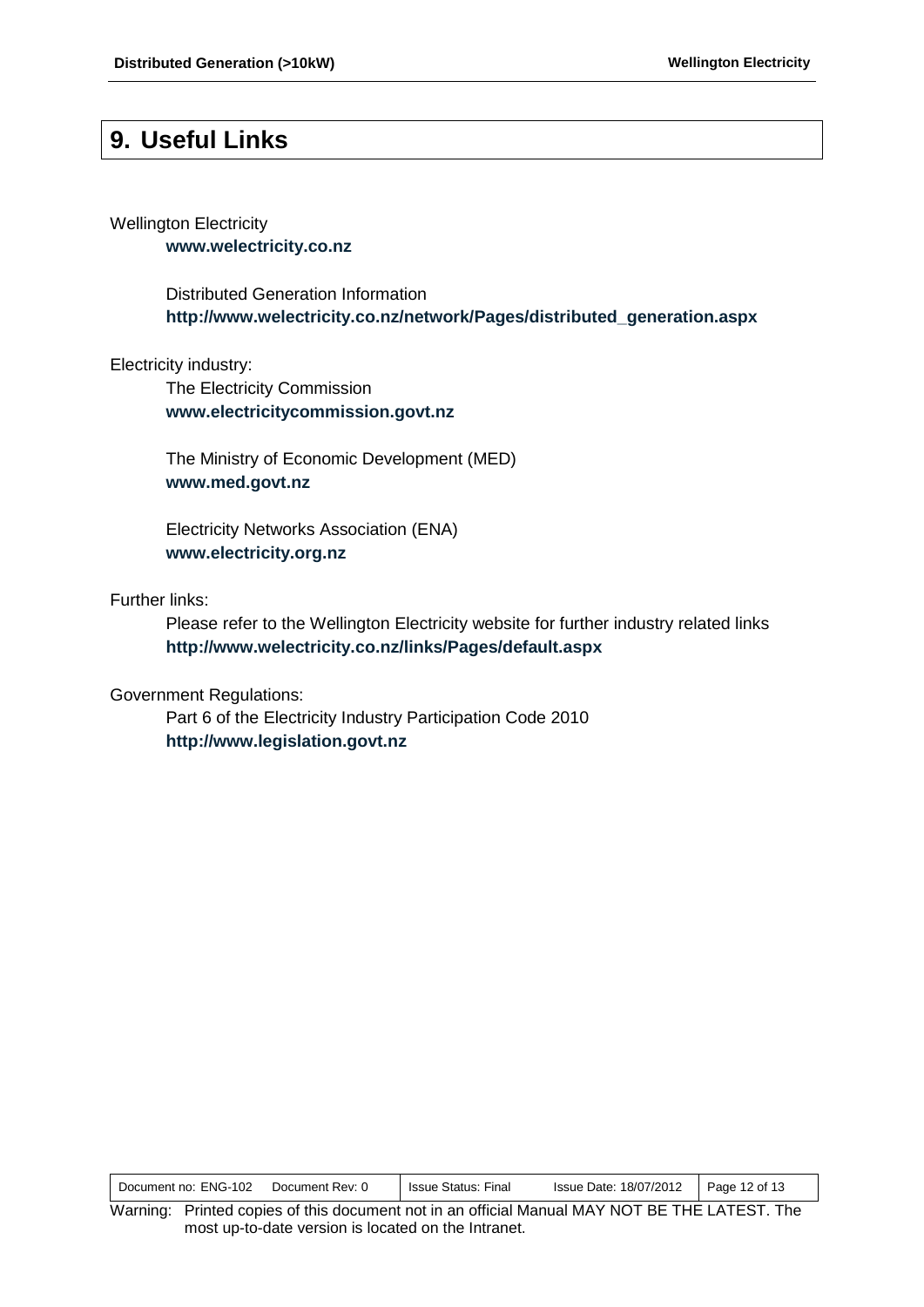# 9. Useful Links

Wellington Electricity

**www.welectricity.co.nz**

Distributed Generation Information

**http://www.welectricity.co.nz/network/Pages/distributed_generation.aspx**

Electricity industry:

The Electricity Commission

**www.electricitycommission.govt.nz**

The Ministry of Economic Development (MED)

**www.med.govt.nz**

Electricity Networks Association (ENA)

**www.electricity.org.nz**

Further links:

Please refer to the Wellington Electricity website for further industry related links

**http://www.welectricity.co.nz/links/Pages/default.aspx**

Government Regulations:

Part 6 of the Electricity Industry Participation Code 2010

**http://www.legislation.govt.nz**